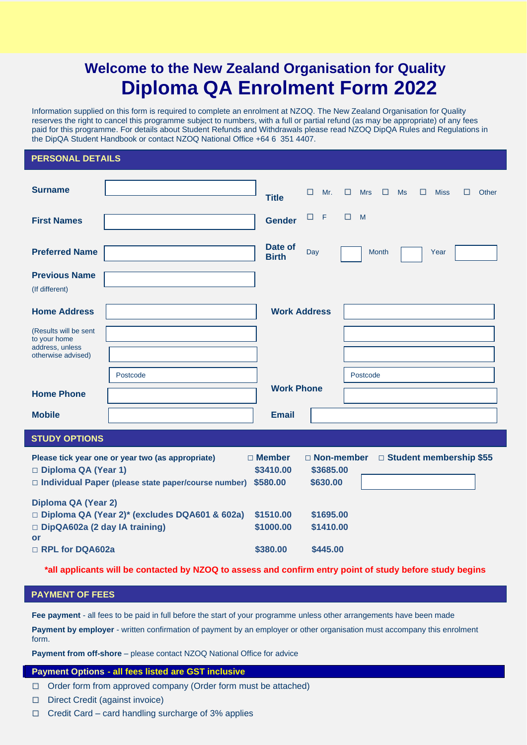# Welcome to the New Zealand Organisation for Quality

# Diploma QA Enrolment Form 2022

Information supplied on this form is required to complete an enrolment at NZOQ. The New Zealand Organisation for Quality reserves the right to cancel this programme subject to numbers, with a full or partial refund (as may be appropriate) of any fees paid for this programme. For details about Student Refunds and Withdrawals please read NZOQ DipQA Rules and Regulations in the DipQA Student Handbook or contact NZOQ National Office +64 6 351 4407.

## PERSONAL DETAILS

**Surname** ____________

**Title** ☐ Mr. ☐ Mrs ☐ Ms ☐ Miss ☐ Other

**First Names** ____________

**Gender** ☐ F ☐ M

**Preferred Name** ____________

**Date of Birth** Day ____ Month ____ Year ____

**Previous Name** (If different) ____________

**Home Address** (Results will be sent to your home address, unless otherwise advised) ____________

Postcode ____________

**Work Address** ____________

Postcode ____________

**Home Phone** ____________

**Work Phone** ____________

**Mobile** ____________

**Email** ____________

## STUDY OPTIONS

| **Please tick year one or year two (as appropriate)** | **☐ Member** | **☐ Non-member** | **☐ Student membership $55** |
|---|---|---|---|
| **☐ Diploma QA (Year 1)** | **$3410.00** | **$3685.00** | |
| **☐ Individual Paper (please state paper/course number)** | **$580.00** | **$630.00** | ____________ |
| **Diploma QA (Year 2)** | | | |
| **☐ Diploma QA (Year 2)* (excludes DQA601 & 602a)** | **$1510.00** | **$1695.00** | |
| **☐ DipQA602a (2 day IA training)** | **$1000.00** | **$1410.00** | |
| **or** | | | |
| **☐ RPL for DQA602a** | **$380.00** | **$445.00** | |

***all applicants will be contacted by NZOQ to assess and confirm entry point of study before study begins**

## PAYMENT OF FEES

**Fee payment** - all fees to be paid in full before the start of your programme unless other arrangements have been made

**Payment by employer** - written confirmation of payment by an employer or other organisation must accompany this enrolment form.

**Payment from off-shore** – please contact NZOQ National Office for advice

### Payment Options - all fees listed are GST inclusive

- ☐ Order form from approved company (Order form must be attached)
- ☐ Direct Credit (against invoice)
- ☐ Credit Card – card handling surcharge of 3% applies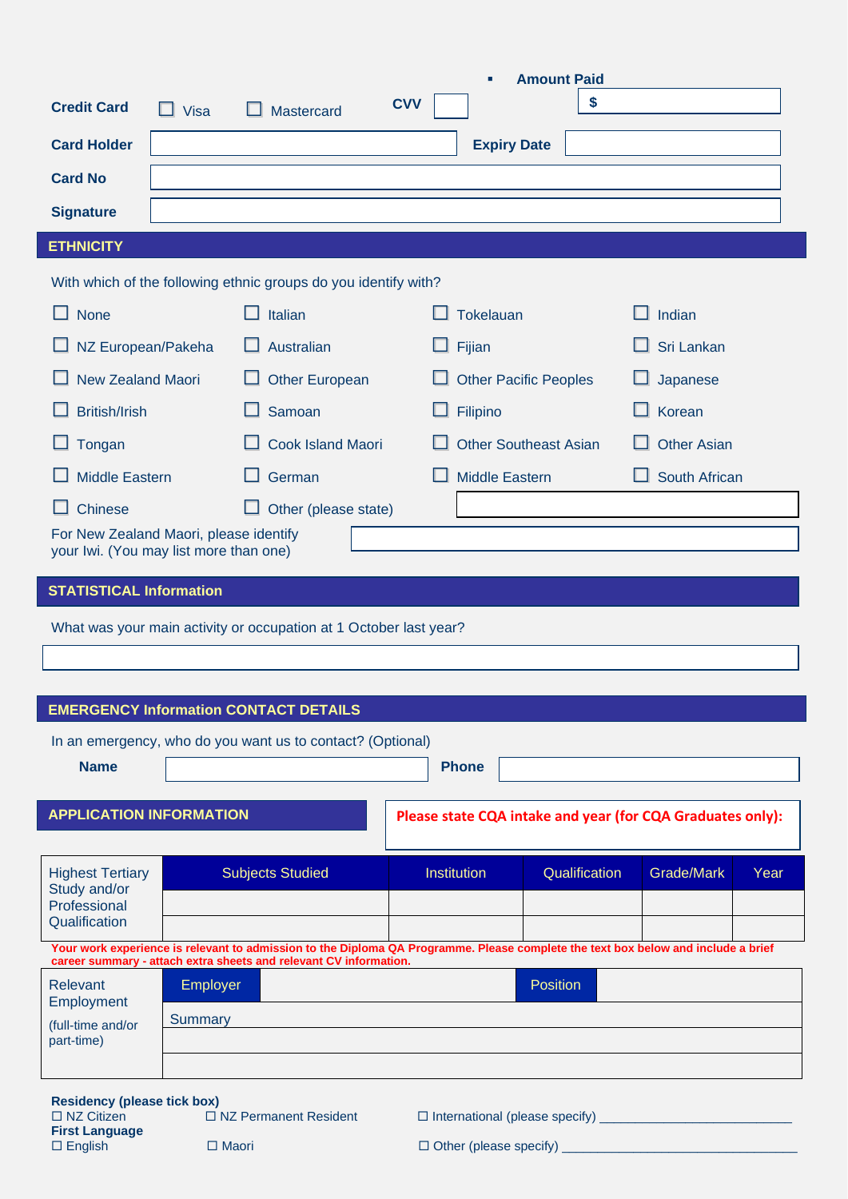- **Amount Paid** $

**Credit Card** ☐ Visa ☐ Mastercard **CVV**

**Card Holder** **Expiry Date**

**Card No**

**Signature**

## ETHNICITY

With which of the following ethnic groups do you identify with?

| | | | |
|---|---|---|---|
| ☐ None | ☐ Italian | ☐ Tokelauan | ☐ Indian |
| ☐ NZ European/Pakeha | ☐ Australian | ☐ Fijian | ☐ Sri Lankan |
| ☐ New Zealand Maori | ☐ Other European | ☐ Other Pacific Peoples | ☐ Japanese |
| ☐ British/Irish | ☐ Samoan | ☐ Filipino | ☐ Korean |
| ☐ Tongan | ☐ Cook Island Maori | ☐ Other Southeast Asian | ☐ Other Asian |
| ☐ Middle Eastern | ☐ German | ☐ Middle Eastern | ☐ South African |
| ☐ Chinese | ☐ Other (please state) | | |

For New Zealand Maori, please identify your Iwi. (You may list more than one)

## STATISTICAL Information

What was your main activity or occupation at 1 October last year?

## EMERGENCY Information CONTACT DETAILS

In an emergency, who do you want us to contact? (Optional)

**Name** **Phone**

## APPLICATION INFORMATION

**Please state CQA intake and year (for CQA Graduates only):**

| Highest Tertiary Study and/or Professional Qualification | Subjects Studied | Institution | Qualification | Grade/Mark | Year |
|---|---|---|---|---|---|
| | | | | | |
| | | | | | |

**Your work experience is relevant to admission to the Diploma QA Programme. Please complete the text box below and include a brief career summary - attach extra sheets and relevant CV information.**

| Relevant Employment (full-time and/or part-time) | Employer | | Position | |
|---|---|---|---|---|
| | Summary | | | |
| | | | | |
| | | | | |

**Residency (please tick box)**
☐ NZ Citizen ☐ NZ Permanent Resident ☐ International (please specify) ___________________________

**First Language**
☐ English ☐ Maori ☐ Other (please specify) _________________________________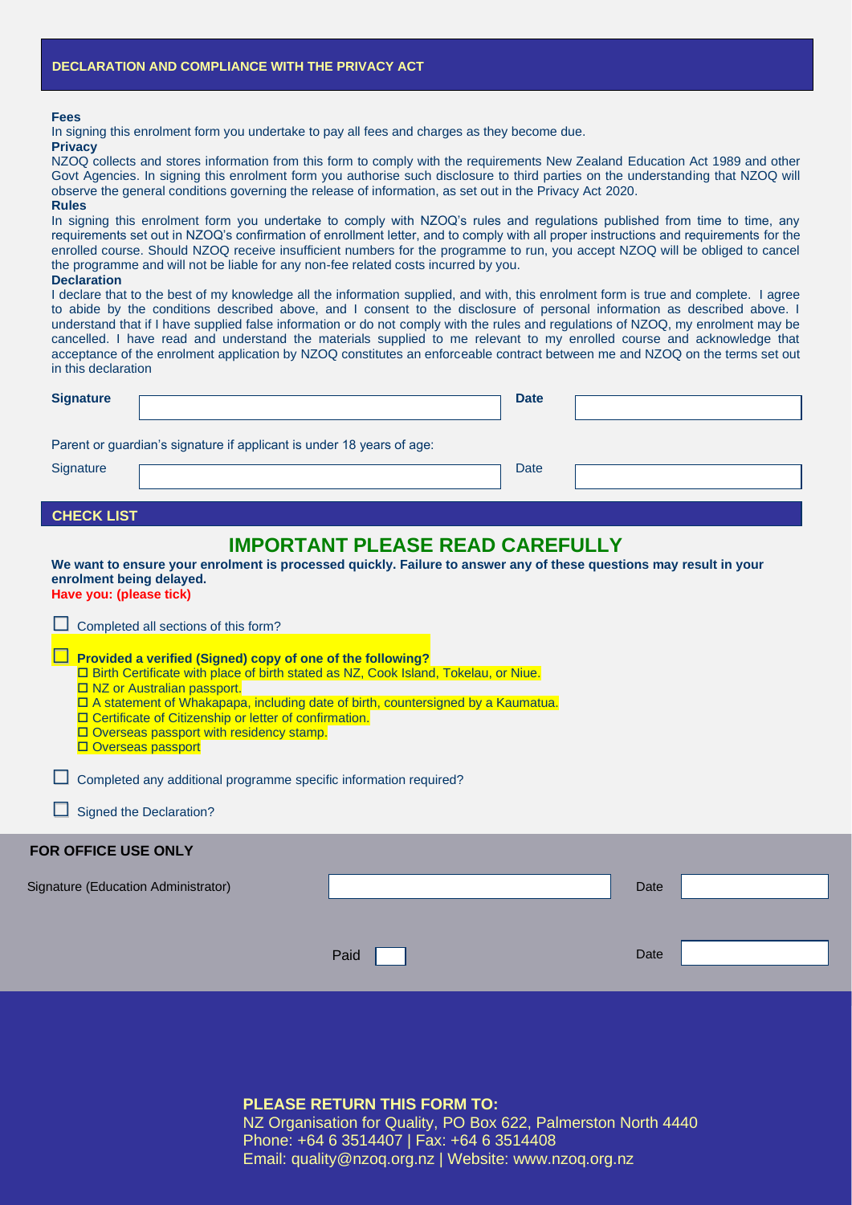## DECLARATION AND COMPLIANCE WITH THE PRIVACY ACT

**Fees**

In signing this enrolment form you undertake to pay all fees and charges as they become due.

**Privacy**

NZOQ collects and stores information from this form to comply with the requirements New Zealand Education Act 1989 and other Govt Agencies. In signing this enrolment form you authorise such disclosure to third parties on the understanding that NZOQ will observe the general conditions governing the release of information, as set out in the Privacy Act 2020.

**Rules**

In signing this enrolment form you undertake to comply with NZOQ's rules and regulations published from time to time, any requirements set out in NZOQ's confirmation of enrollment letter, and to comply with all proper instructions and requirements for the enrolled course. Should NZOQ receive insufficient numbers for the programme to run, you accept NZOQ will be obliged to cancel the programme and will not be liable for any non-fee related costs incurred by you.

**Declaration**

I declare that to the best of my knowledge all the information supplied, and with, this enrolment form is true and complete. I agree to abide by the conditions described above, and I consent to the disclosure of personal information as described above. I understand that if I have supplied false information or do not comply with the rules and regulations of NZOQ, my enrolment may be cancelled. I have read and understand the materials supplied to me relevant to my enrolled course and acknowledge that acceptance of the enrolment application by NZOQ constitutes an enforceable contract between me and NZOQ on the terms set out in this declaration

**Signature** ______________________ **Date** ______________

Parent or guardian's signature if applicant is under 18 years of age:

Signature ______________________ Date ______________

## CHECK LIST

### IMPORTANT PLEASE READ CAREFULLY

**We want to ensure your enrolment is processed quickly. Failure to answer any of these questions may result in your enrolment being delayed.**

**Have you: (please tick)**

- ☐ Completed all sections of this form?
- ☐ **Provided a verified (Signed) copy of one of the following?**
  - ☐ Birth Certificate with place of birth stated as NZ, Cook Island, Tokelau, or Niue.
  - ☐ NZ or Australian passport.
  - ☐ A statement of Whakapapa, including date of birth, countersigned by a Kaumatua.
  - ☐ Certificate of Citizenship or letter of confirmation.
  - ☐ Overseas passport with residency stamp.
  - ☐ Overseas passport
- ☐ Completed any additional programme specific information required?
- ☐ Signed the Declaration?

## FOR OFFICE USE ONLY

Signature (Education Administrator) ______________________ Date ______________

Paid ☐ Date ______________

**PLEASE RETURN THIS FORM TO:**

NZ Organisation for Quality, PO Box 622, Palmerston North 4440
Phone: +64 6 3514407 | Fax: +64 6 3514408
Email: quality@nzoq.org.nz | Website: www.nzoq.org.nz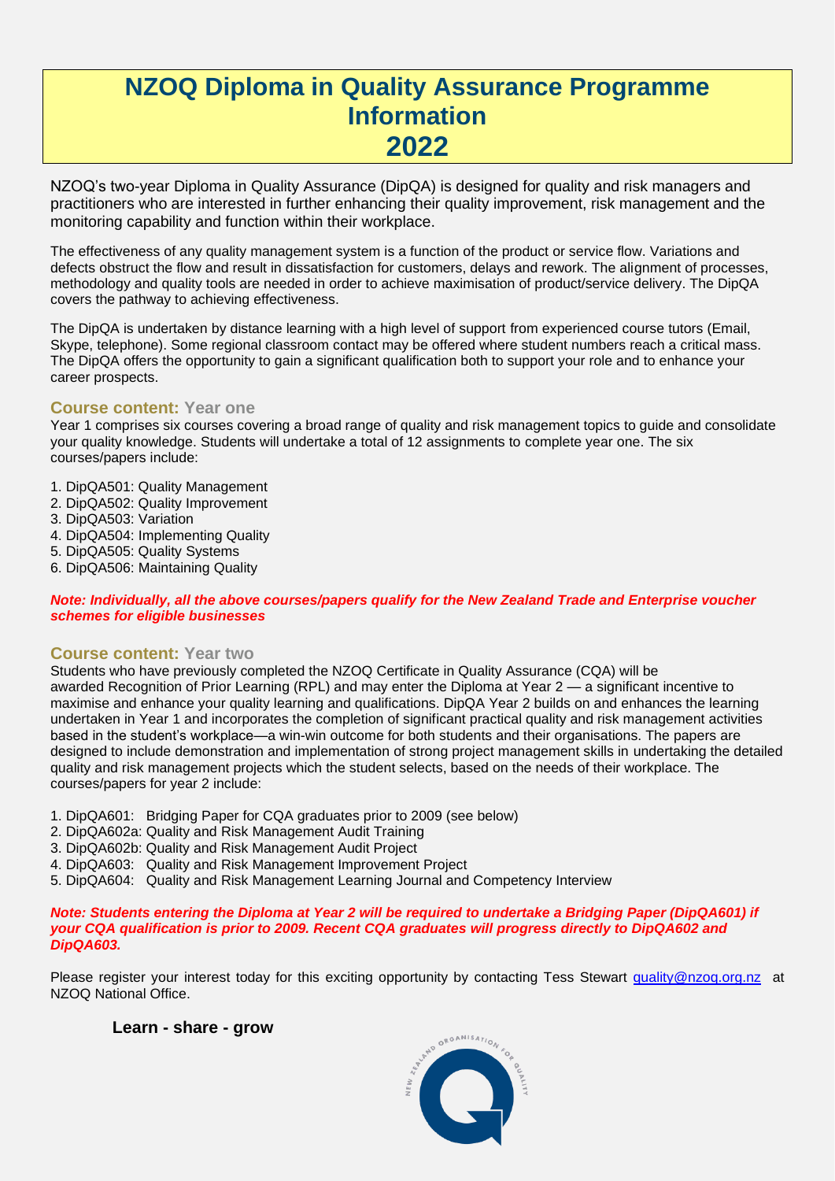# NZOQ Diploma in Quality Assurance Programme Information 2022

NZOQ's two-year Diploma in Quality Assurance (DipQA) is designed for quality and risk managers and practitioners who are interested in further enhancing their quality improvement, risk management and the monitoring capability and function within their workplace.

The effectiveness of any quality management system is a function of the product or service flow. Variations and defects obstruct the flow and result in dissatisfaction for customers, delays and rework. The alignment of processes, methodology and quality tools are needed in order to achieve maximisation of product/service delivery. The DipQA covers the pathway to achieving effectiveness.

The DipQA is undertaken by distance learning with a high level of support from experienced course tutors (Email, Skype, telephone). Some regional classroom contact may be offered where student numbers reach a critical mass. The DipQA offers the opportunity to gain a significant qualification both to support your role and to enhance your career prospects.

## Course content: Year one

Year 1 comprises six courses covering a broad range of quality and risk management topics to guide and consolidate your quality knowledge. Students will undertake a total of 12 assignments to complete year one. The six courses/papers include:

1. DipQA501: Quality Management
2. DipQA502: Quality Improvement
3. DipQA503: Variation
4. DipQA504: Implementing Quality
5. DipQA505: Quality Systems
6. DipQA506: Maintaining Quality

***Note: Individually, all the above courses/papers qualify for the New Zealand Trade and Enterprise voucher schemes for eligible businesses***

## Course content: Year two

Students who have previously completed the NZOQ Certificate in Quality Assurance (CQA) will be awarded Recognition of Prior Learning (RPL) and may enter the Diploma at Year 2 — a significant incentive to maximise and enhance your quality learning and qualifications. DipQA Year 2 builds on and enhances the learning undertaken in Year 1 and incorporates the completion of significant practical quality and risk management activities based in the student's workplace—a win-win outcome for both students and their organisations. The papers are designed to include demonstration and implementation of strong project management skills in undertaking the detailed quality and risk management projects which the student selects, based on the needs of their workplace. The courses/papers for year 2 include:

1. DipQA601: Bridging Paper for CQA graduates prior to 2009 (see below)
2. DipQA602a: Quality and Risk Management Audit Training
3. DipQA602b: Quality and Risk Management Audit Project
4. DipQA603: Quality and Risk Management Improvement Project
5. DipQA604: Quality and Risk Management Learning Journal and Competency Interview

***Note: Students entering the Diploma at Year 2 will be required to undertake a Bridging Paper (DipQA601) if your CQA qualification is prior to 2009. Recent CQA graduates will progress directly to DipQA602 and DipQA603.***

Please register your interest today for this exciting opportunity by contacting Tess Stewart quality@nzoq.org.nz at NZOQ National Office.

**Learn - share - grow**